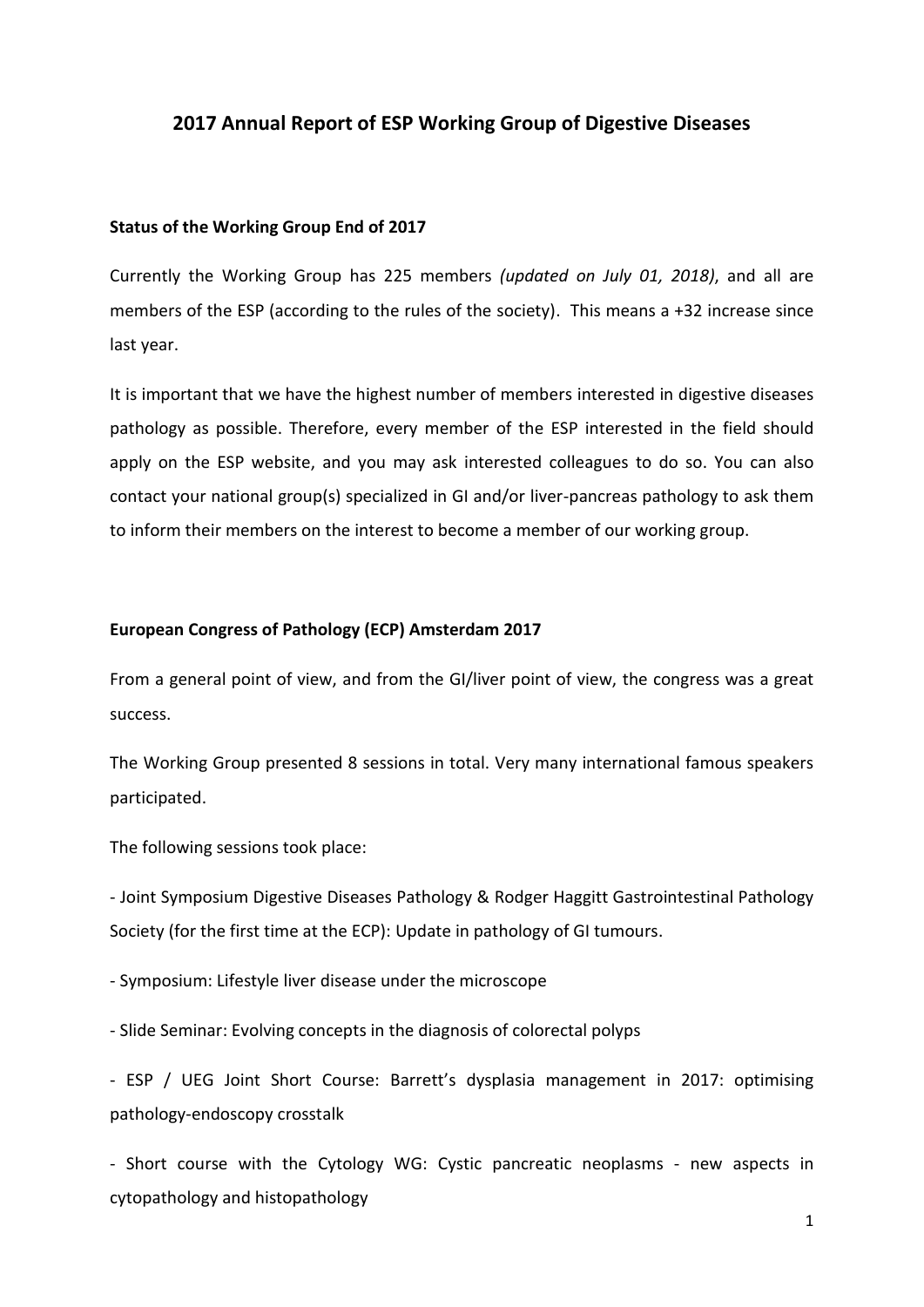# 2017 Annual Report of ESP Working Group of Digestive Diseases

**Status of the Working Group End of 2017**

Currently the Working Group has 225 members *(updated on July 01, 2018)*, and all are members of the ESP (according to the rules of the society). This means a +32 increase since last year.

It is important that we have the highest number of members interested in digestive diseases pathology as possible. Therefore, every member of the ESP interested in the field should apply on the ESP website, and you may ask interested colleagues to do so. You can also contact your national group(s) specialized in GI and/or liver-pancreas pathology to ask them to inform their members on the interest to become a member of our working group.

**European Congress of Pathology (ECP) Amsterdam 2017**

From a general point of view, and from the GI/liver point of view, the congress was a great success.

The Working Group presented 8 sessions in total. Very many international famous speakers participated.

The following sessions took place:

- Joint Symposium Digestive Diseases Pathology & Rodger Haggitt Gastrointestinal Pathology Society (for the first time at the ECP): Update in pathology of GI tumours.

- Symposium: Lifestyle liver disease under the microscope

- Slide Seminar: Evolving concepts in the diagnosis of colorectal polyps

- ESP / UEG Joint Short Course: Barrett's dysplasia management in 2017: optimising pathology-endoscopy crosstalk

- Short course with the Cytology WG: Cystic pancreatic neoplasms - new aspects in cytopathology and histopathology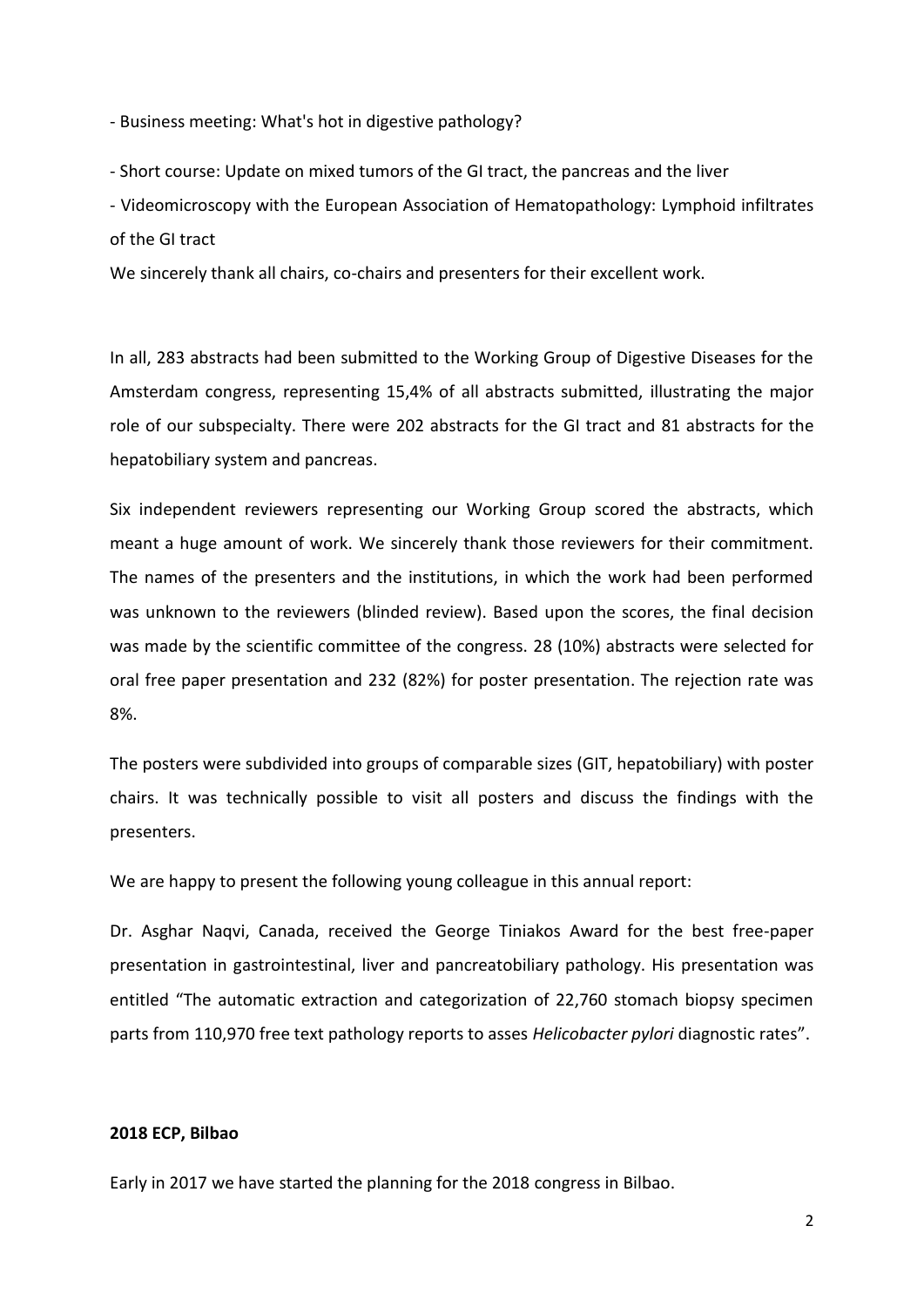- Business meeting: What's hot in digestive pathology?

- Short course: Update on mixed tumors of the GI tract, the pancreas and the liver

- Videomicroscopy with the European Association of Hematopathology: Lymphoid infiltrates of the GI tract

We sincerely thank all chairs, co-chairs and presenters for their excellent work.

In all, 283 abstracts had been submitted to the Working Group of Digestive Diseases for the Amsterdam congress, representing 15,4% of all abstracts submitted, illustrating the major role of our subspecialty. There were 202 abstracts for the GI tract and 81 abstracts for the hepatobiliary system and pancreas.

Six independent reviewers representing our Working Group scored the abstracts, which meant a huge amount of work. We sincerely thank those reviewers for their commitment. The names of the presenters and the institutions, in which the work had been performed was unknown to the reviewers (blinded review). Based upon the scores, the final decision was made by the scientific committee of the congress. 28 (10%) abstracts were selected for oral free paper presentation and 232 (82%) for poster presentation. The rejection rate was 8%.

The posters were subdivided into groups of comparable sizes (GIT, hepatobiliary) with poster chairs. It was technically possible to visit all posters and discuss the findings with the presenters.

We are happy to present the following young colleague in this annual report:

Dr. Asghar Naqvi, Canada, received the George Tiniakos Award for the best free-paper presentation in gastrointestinal, liver and pancreatobiliary pathology. His presentation was entitled "The automatic extraction and categorization of 22,760 stomach biopsy specimen parts from 110,970 free text pathology reports to asses *Helicobacter pylori* diagnostic rates".

**2018 ECP, Bilbao**

Early in 2017 we have started the planning for the 2018 congress in Bilbao.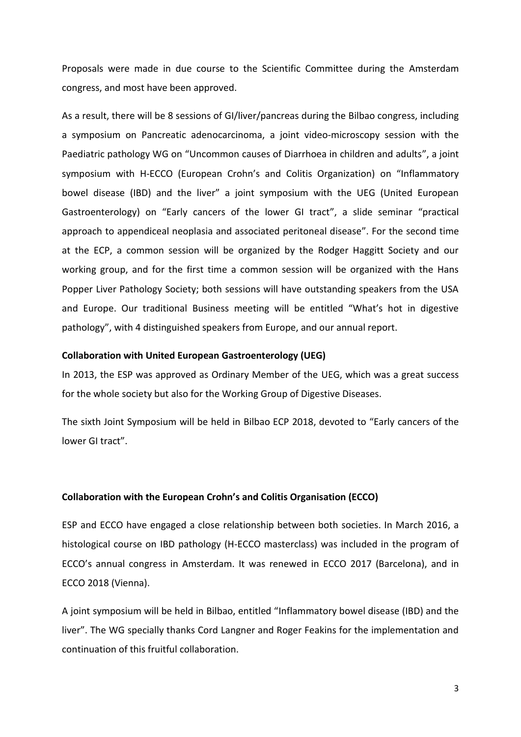Proposals were made in due course to the Scientific Committee during the Amsterdam congress, and most have been approved.

As a result, there will be 8 sessions of GI/liver/pancreas during the Bilbao congress, including a symposium on Pancreatic adenocarcinoma, a joint video-microscopy session with the Paediatric pathology WG on "Uncommon causes of Diarrhoea in children and adults", a joint symposium with H-ECCO (European Crohn's and Colitis Organization) on "Inflammatory bowel disease (IBD) and the liver" a joint symposium with the UEG (United European Gastroenterology) on "Early cancers of the lower GI tract", a slide seminar "practical approach to appendiceal neoplasia and associated peritoneal disease". For the second time at the ECP, a common session will be organized by the Rodger Haggitt Society and our working group, and for the first time a common session will be organized with the Hans Popper Liver Pathology Society; both sessions will have outstanding speakers from the USA and Europe. Our traditional Business meeting will be entitled "What's hot in digestive pathology", with 4 distinguished speakers from Europe, and our annual report.

**Collaboration with United European Gastroenterology (UEG)**

In 2013, the ESP was approved as Ordinary Member of the UEG, which was a great success for the whole society but also for the Working Group of Digestive Diseases.

The sixth Joint Symposium will be held in Bilbao ECP 2018, devoted to "Early cancers of the lower GI tract".

**Collaboration with the European Crohn's and Colitis Organisation (ECCO)**

ESP and ECCO have engaged a close relationship between both societies. In March 2016, a histological course on IBD pathology (H-ECCO masterclass) was included in the program of ECCO's annual congress in Amsterdam. It was renewed in ECCO 2017 (Barcelona), and in ECCO 2018 (Vienna).

A joint symposium will be held in Bilbao, entitled "Inflammatory bowel disease (IBD) and the liver". The WG specially thanks Cord Langner and Roger Feakins for the implementation and continuation of this fruitful collaboration.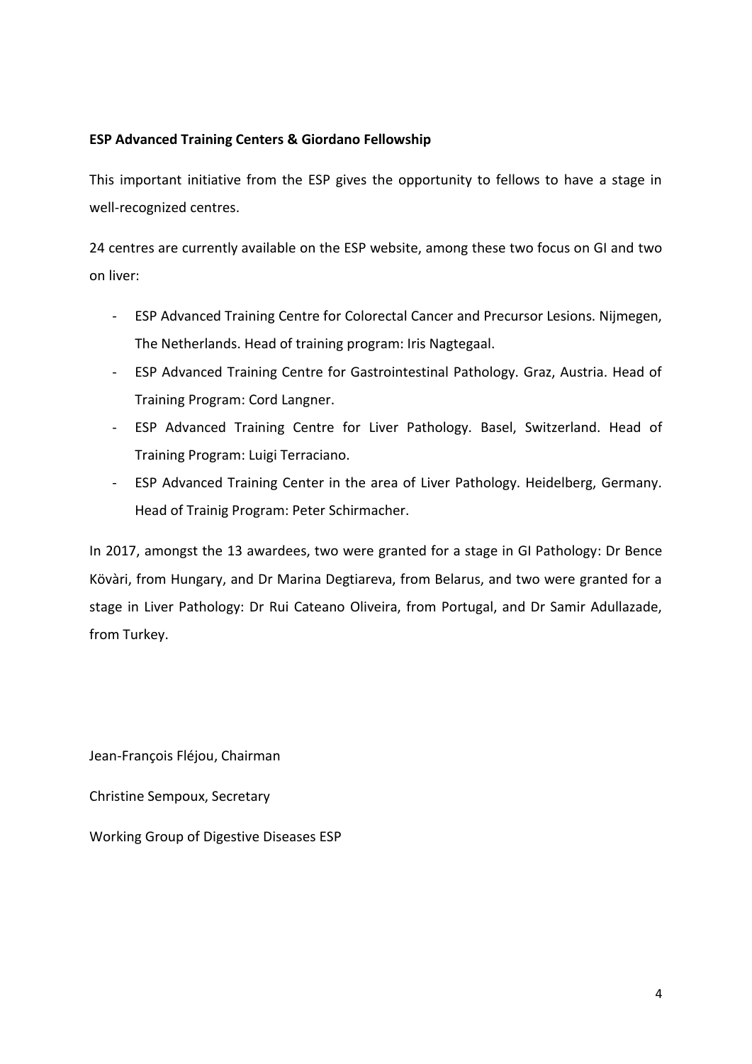**ESP Advanced Training Centers & Giordano Fellowship**

This important initiative from the ESP gives the opportunity to fellows to have a stage in well-recognized centres.

24 centres are currently available on the ESP website, among these two focus on GI and two on liver:

- ESP Advanced Training Centre for Colorectal Cancer and Precursor Lesions. Nijmegen, The Netherlands. Head of training program: Iris Nagtegaal.
- ESP Advanced Training Centre for Gastrointestinal Pathology. Graz, Austria. Head of Training Program: Cord Langner.
- ESP Advanced Training Centre for Liver Pathology. Basel, Switzerland. Head of Training Program: Luigi Terraciano.
- ESP Advanced Training Center in the area of Liver Pathology. Heidelberg, Germany. Head of Trainig Program: Peter Schirmacher.

In 2017, amongst the 13 awardees, two were granted for a stage in GI Pathology: Dr Bence Kövàri, from Hungary, and Dr Marina Degtiareva, from Belarus, and two were granted for a stage in Liver Pathology: Dr Rui Cateano Oliveira, from Portugal, and Dr Samir Adullazade, from Turkey.

Jean-François Fléjou, Chairman

Christine Sempoux, Secretary

Working Group of Digestive Diseases ESP